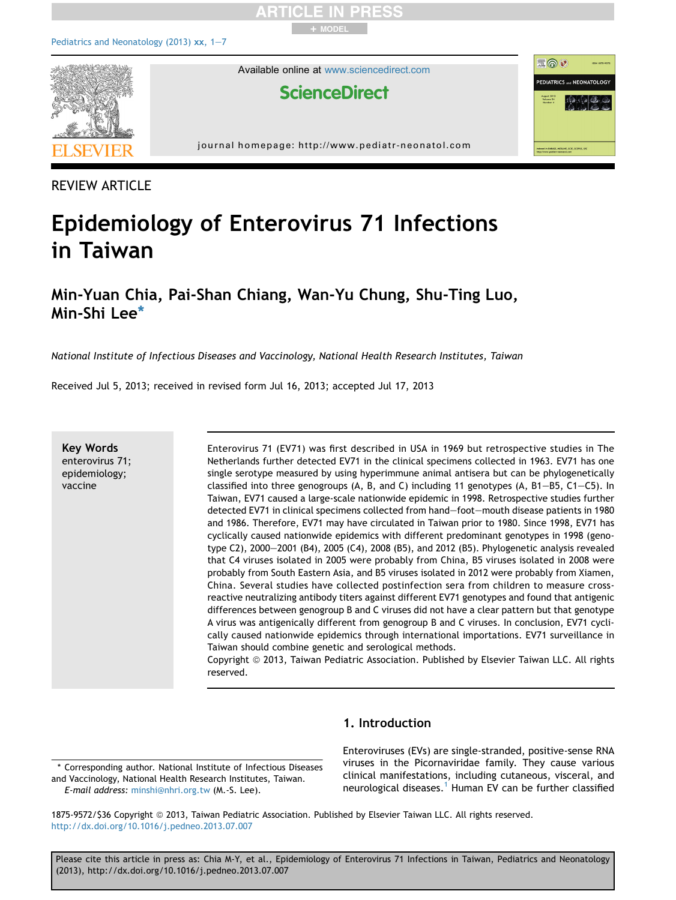REVIEW ARTICLE

# Epidemiology of Enterovirus 71 Infections in Taiwan

**Min-Yuan Chia, Pai-Shan Chiang, Wan-Yu Chung, Shu-Ting Luo, Min-Shi Lee***

*National Institute of Infectious Diseases and Vaccinology, National Health Research Institutes, Taiwan*

Received Jul 5, 2013; received in revised form Jul 16, 2013; accepted Jul 17, 2013

**Key Words**
enterovirus 71;
epidemiology;
vaccine

Enterovirus 71 (EV71) was first described in USA in 1969 but retrospective studies in The Netherlands further detected EV71 in the clinical specimens collected in 1963. EV71 has one single serotype measured by using hyperimmune animal antisera but can be phylogenetically classified into three genogroups (A, B, and C) including 11 genotypes (A, B1–B5, C1–C5). In Taiwan, EV71 caused a large-scale nationwide epidemic in 1998. Retrospective studies further detected EV71 in clinical specimens collected from hand–foot–mouth disease patients in 1980 and 1986. Therefore, EV71 may have circulated in Taiwan prior to 1980. Since 1998, EV71 has cyclically caused nationwide epidemics with different predominant genotypes in 1998 (genotype C2), 2000–2001 (B4), 2005 (C4), 2008 (B5), and 2012 (B5). Phylogenetic analysis revealed that C4 viruses isolated in 2005 were probably from China, B5 viruses isolated in 2008 were probably from South Eastern Asia, and B5 viruses isolated in 2012 were probably from Xiamen, China. Several studies have collected postinfection sera from children to measure cross-reactive neutralizing antibody titers against different EV71 genotypes and found that antigenic differences between genogroup B and C viruses did not have a clear pattern but that genotype A virus was antigenically different from genogroup B and C viruses. In conclusion, EV71 cyclically caused nationwide epidemics through international importations. EV71 surveillance in Taiwan should combine genetic and serological methods.
Copyright © 2013, Taiwan Pediatric Association. Published by Elsevier Taiwan LLC. All rights reserved.

## 1. Introduction

Enteroviruses (EVs) are single-stranded, positive-sense RNA viruses in the Picornaviridae family. They cause various clinical manifestations, including cutaneous, visceral, and neurological diseases.[1] Human EV can be further classified

\* Corresponding author. National Institute of Infectious Diseases and Vaccinology, National Health Research Institutes, Taiwan.
*E-mail address:* minshi@nhri.org.tw (M.-S. Lee).

1875-9572/$36 Copyright © 2013, Taiwan Pediatric Association. Published by Elsevier Taiwan LLC. All rights reserved.
http://dx.doi.org/10.1016/j.pedneo.2013.07.007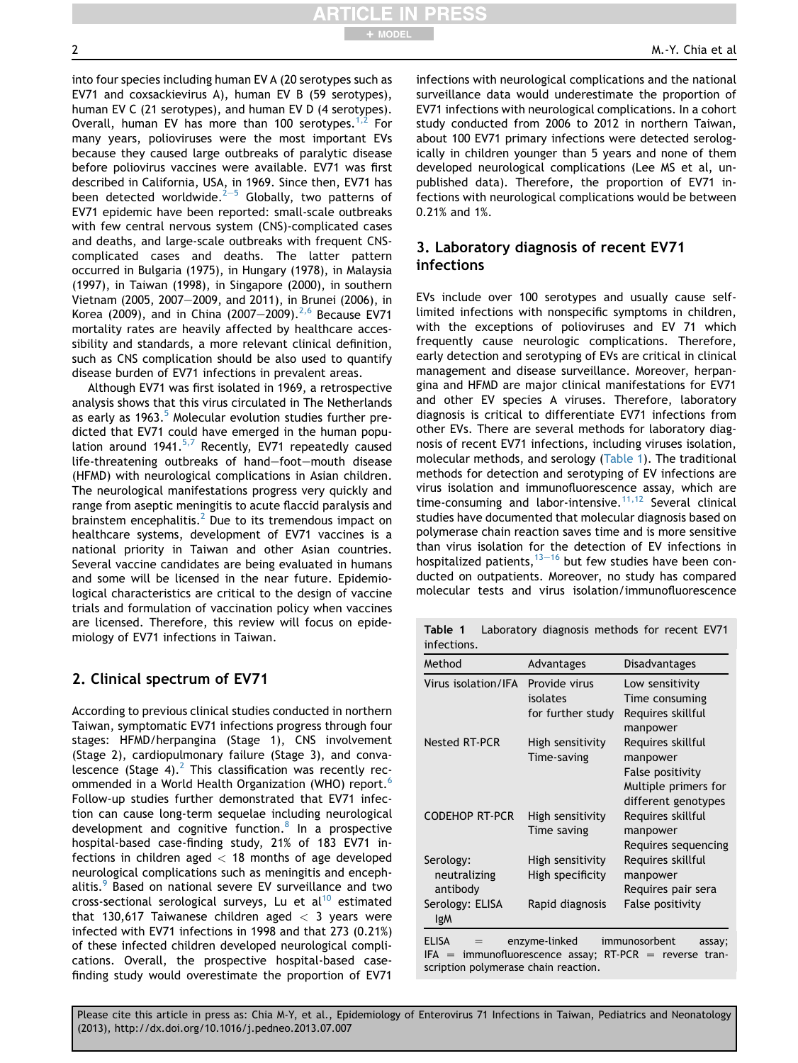into four species including human EV A (20 serotypes such as EV71 and coxsackievirus A), human EV B (59 serotypes), human EV C (21 serotypes), and human EV D (4 serotypes). Overall, human EV has more than 100 serotypes.[1,2] For many years, polioviruses were the most important EVs because they caused large outbreaks of paralytic disease before poliovirus vaccines were available. EV71 was first described in California, USA, in 1969. Since then, EV71 has been detected worldwide.[2–5] Globally, two patterns of EV71 epidemic have been reported: small-scale outbreaks with few central nervous system (CNS)-complicated cases and deaths, and large-scale outbreaks with frequent CNS-complicated cases and deaths. The latter pattern occurred in Bulgaria (1975), in Hungary (1978), in Malaysia (1997), in Taiwan (1998), in Singapore (2000), in southern Vietnam (2005, 2007–2009, and 2011), in Brunei (2006), in Korea (2009), and in China (2007–2009).[2,6] Because EV71 mortality rates are heavily affected by healthcare accessibility and standards, a more relevant clinical definition, such as CNS complication should be also used to quantify disease burden of EV71 infections in prevalent areas.

Although EV71 was first isolated in 1969, a retrospective analysis shows that this virus circulated in The Netherlands as early as 1963.[5] Molecular evolution studies further predicted that EV71 could have emerged in the human population around 1941.[5,7] Recently, EV71 repeatedly caused life-threatening outbreaks of hand–foot–mouth disease (HFMD) with neurological complications in Asian children. The neurological manifestations progress very quickly and range from aseptic meningitis to acute flaccid paralysis and brainstem encephalitis.[2] Due to its tremendous impact on healthcare systems, development of EV71 vaccines is a national priority in Taiwan and other Asian countries. Several vaccine candidates are being evaluated in humans and some will be licensed in the near future. Epidemiological characteristics are critical to the design of vaccine trials and formulation of vaccination policy when vaccines are licensed. Therefore, this review will focus on epidemiology of EV71 infections in Taiwan.

## 2. Clinical spectrum of EV71

According to previous clinical studies conducted in northern Taiwan, symptomatic EV71 infections progress through four stages: HFMD/herpangina (Stage 1), CNS involvement (Stage 2), cardiopulmonary failure (Stage 3), and convalescence (Stage 4).[2] This classification was recently recommended in a World Health Organization (WHO) report.[6] Follow-up studies further demonstrated that EV71 infection can cause long-term sequelae including neurological development and cognitive function.[8] In a prospective hospital-based case-finding study, 21% of 183 EV71 infections in children aged < 18 months of age developed neurological complications such as meningitis and encephalitis.[9] Based on national severe EV surveillance and two cross-sectional serological surveys, Lu et al[10] estimated that 130,617 Taiwanese children aged < 3 years were infected with EV71 infections in 1998 and that 273 (0.21%) of these infected children developed neurological complications. Overall, the prospective hospital-based case-finding study would overestimate the proportion of EV71 infections with neurological complications and the national surveillance data would underestimate the proportion of EV71 infections with neurological complications. In a cohort study conducted from 2006 to 2012 in northern Taiwan, about 100 EV71 primary infections were detected serologically in children younger than 5 years and none of them developed neurological complications (Lee MS et al, unpublished data). Therefore, the proportion of EV71 infections with neurological complications would be between 0.21% and 1%.

## 3. Laboratory diagnosis of recent EV71 infections

EVs include over 100 serotypes and usually cause self-limited infections with nonspecific symptoms in children, with the exceptions of polioviruses and EV 71 which frequently cause neurologic complications. Therefore, early detection and serotyping of EVs are critical in clinical management and disease surveillance. Moreover, herpangina and HFMD are major clinical manifestations for EV71 and other EV species A viruses. Therefore, laboratory diagnosis is critical to differentiate EV71 infections from other EVs. There are several methods for laboratory diagnosis of recent EV71 infections, including viruses isolation, molecular methods, and serology (Table 1). The traditional methods for detection and serotyping of EV infections are virus isolation and immunofluorescence assay, which are time-consuming and labor-intensive.[11,12] Several clinical studies have documented that molecular diagnosis based on polymerase chain reaction saves time and is more sensitive than virus isolation for the detection of EV infections in hospitalized patients,[13–16] but few studies have been conducted on outpatients. Moreover, no study has compared molecular tests and virus isolation/immunofluorescence

**Table 1** Laboratory diagnosis methods for recent EV71 infections.

| Method | Advantages | Disadvantages |
|---|---|---|
| Virus isolation/IFA | Provide virus isolates for further study | Low sensitivity<br>Time consuming<br>Requires skillful manpower |
| Nested RT-PCR | High sensitivity<br>Time-saving | Requires skillful manpower<br>False positivity<br>Multiple primers for different genotypes |
| CODEHOP RT-PCR | High sensitivity<br>Time saving | Requires skillful manpower<br>Requires sequencing |
| Serology: neutralizing antibody | High sensitivity<br>High specificity | Requires skillful manpower<br>Requires pair sera |
| Serology: ELISA IgM | Rapid diagnosis | False positivity |

ELISA = enzyme-linked immunosorbent assay; IFA = immunofluorescence assay; RT-PCR = reverse transcription polymerase chain reaction.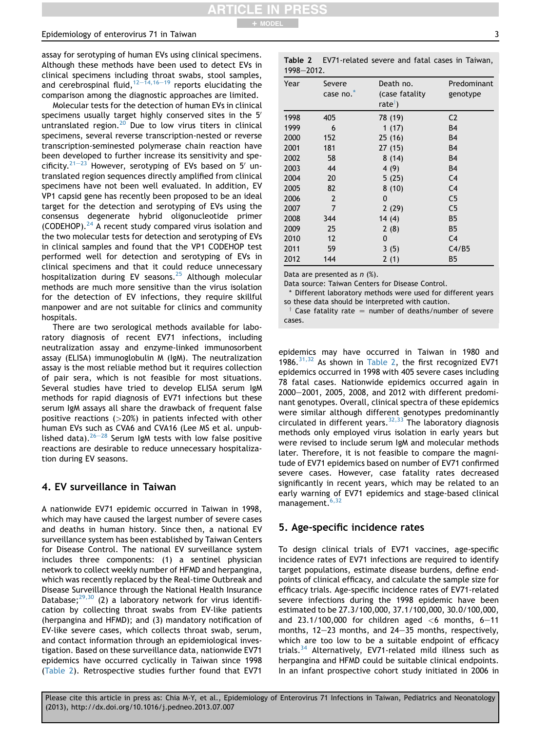assay for serotyping of human EVs using clinical specimens. Although these methods have been used to detect EVs in clinical specimens including throat swabs, stool samples, and cerebrospinal fluid,[12–14,16–19] reports elucidating the comparison among the diagnostic approaches are limited.

Molecular tests for the detection of human EVs in clinical specimens usually target highly conserved sites in the 5′ untranslated region.[20] Due to low virus titers in clinical specimens, several reverse transcription-nested or reverse transcription-seminested polymerase chain reaction have been developed to further increase its sensitivity and specificity.[21–23] However, serotyping of EVs based on 5′ untranslated region sequences directly amplified from clinical specimens have not been well evaluated. In addition, EV VP1 capsid gene has recently been proposed to be an ideal target for the detection and serotyping of EVs using the consensus degenerate hybrid oligonucleotide primer (CODEHOP).[24] A recent study compared virus isolation and the two molecular tests for detection and serotyping of EVs in clinical samples and found that the VP1 CODEHOP test performed well for detection and serotyping of EVs in clinical specimens and that it could reduce unnecessary hospitalization during EV seasons.[25] Although molecular methods are much more sensitive than the virus isolation for the detection of EV infections, they require skillful manpower and are not suitable for clinics and community hospitals.

There are two serological methods available for laboratory diagnosis of recent EV71 infections, including neutralization assay and enzyme-linked immunosorbent assay (ELISA) immunoglobulin M (IgM). The neutralization assay is the most reliable method but it requires collection of pair sera, which is not feasible for most situations. Several studies have tried to develop ELISA serum IgM methods for rapid diagnosis of EV71 infections but these serum IgM assays all share the drawback of frequent false positive reactions (>20%) in patients infected with other human EVs such as CVA6 and CVA16 (Lee MS et al. unpublished data).[26–28] Serum IgM tests with low false positive reactions are desirable to reduce unnecessary hospitalization during EV seasons.

## 4. EV surveillance in Taiwan

A nationwide EV71 epidemic occurred in Taiwan in 1998, which may have caused the largest number of severe cases and deaths in human history. Since then, a national EV surveillance system has been established by Taiwan Centers for Disease Control. The national EV surveillance system includes three components: (1) a sentinel physician network to collect weekly number of HFMD and herpangina, which was recently replaced by the Real-time Outbreak and Disease Surveillance through the National Health Insurance Database;[29,30] (2) a laboratory network for virus identification by collecting throat swabs from EV-like patients (herpangina and HFMD); and (3) mandatory notification of EV-like severe cases, which collects throat swab, serum, and contact information through an epidemiological investigation. Based on these surveillance data, nationwide EV71 epidemics have occurred cyclically in Taiwan since 1998 (Table 2). Retrospective studies further found that EV71 epidemics may have occurred in Taiwan in 1980 and 1986.[31,32] As shown in Table 2, the first recognized EV71 epidemics occurred in 1998 with 405 severe cases including 78 fatal cases. Nationwide epidemics occurred again in 2000–2001, 2005, 2008, and 2012 with different predominant genotypes. Overall, clinical spectra of these epidemics were similar although different genotypes predominantly circulated in different years.[32,33] The laboratory diagnosis methods only employed virus isolation in early years but were revised to include serum IgM and molecular methods later. Therefore, it is not feasible to compare the magnitude of EV71 epidemics based on number of EV71 confirmed severe cases. However, case fatality rates decreased significantly in recent years, which may be related to an early warning of EV71 epidemics and stage-based clinical management.[6,32]

**Table 2** EV71-related severe and fatal cases in Taiwan, 1998–2012.

| Year | Severe case no.* | Death no. (case fatality rate†) | Predominant genotype |
|---|---|---|---|
| 1998 | 405 | 78 (19) | C2 |
| 1999 | 6 | 1 (17) | B4 |
| 2000 | 152 | 25 (16) | B4 |
| 2001 | 181 | 27 (15) | B4 |
| 2002 | 58 | 8 (14) | B4 |
| 2003 | 44 | 4 (9) | B4 |
| 2004 | 20 | 5 (25) | C4 |
| 2005 | 82 | 8 (10) | C4 |
| 2006 | 2 | 0 | C5 |
| 2007 | 7 | 2 (29) | C5 |
| 2008 | 344 | 14 (4) | B5 |
| 2009 | 25 | 2 (8) | B5 |
| 2010 | 12 | 0 | C4 |
| 2011 | 59 | 3 (5) | C4/B5 |
| 2012 | 144 | 2 (1) | B5 |

Data are presented as *n* (%).
Data source: Taiwan Centers for Disease Control.
* Different laboratory methods were used for different years so these data should be interpreted with caution.
† Case fatality rate = number of deaths/number of severe cases.

## 5. Age-specific incidence rates

To design clinical trials of EV71 vaccines, age-specific incidence rates of EV71 infections are required to identify target populations, estimate disease burdens, define endpoints of clinical efficacy, and calculate the sample size for efficacy trials. Age-specific incidence rates of EV71-related severe infections during the 1998 epidemic have been estimated to be 27.3/100,000, 37.1/100,000, 30.0/100,000, and 23.1/100,000 for children aged <6 months, 6–11 months, 12–23 months, and 24–35 months, respectively, which are too low to be a suitable endpoint of efficacy trials.[34] Alternatively, EV71-related mild illness such as herpangina and HFMD could be suitable clinical endpoints. In an infant prospective cohort study initiated in 2006 in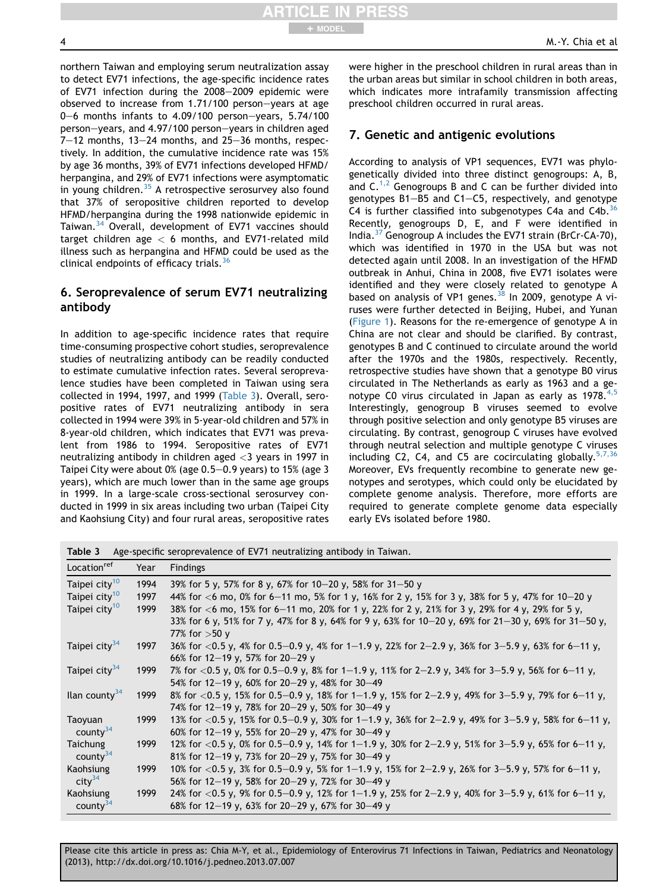northern Taiwan and employing serum neutralization assay to detect EV71 infections, the age-specific incidence rates of EV71 infection during the 2008–2009 epidemic were observed to increase from 1.71/100 person–years at age 0–6 months infants to 4.09/100 person–years, 5.74/100 person–years, and 4.97/100 person–years in children aged 7–12 months, 13–24 months, and 25–36 months, respectively. In addition, the cumulative incidence rate was 15% by age 36 months, 39% of EV71 infections developed HFMD/herpangina, and 29% of EV71 infections were asymptomatic in young children.[35] A retrospective serosurvey also found that 37% of seropositive children reported to develop HFMD/herpangina during the 1998 nationwide epidemic in Taiwan.[34] Overall, development of EV71 vaccines should target children age < 6 months, and EV71-related mild illness such as herpangina and HFMD could be used as the clinical endpoints of efficacy trials.[36]

## 6. Seroprevalence of serum EV71 neutralizing antibody

In addition to age-specific incidence rates that require time-consuming prospective cohort studies, seroprevalence studies of neutralizing antibody can be readily conducted to estimate cumulative infection rates. Several seroprevalence studies have been completed in Taiwan using sera collected in 1994, 1997, and 1999 (Table 3). Overall, seropositive rates of EV71 neutralizing antibody in sera collected in 1994 were 39% in 5-year-old children and 57% in 8-year-old children, which indicates that EV71 was prevalent from 1986 to 1994. Seropositive rates of EV71 neutralizing antibody in children aged <3 years in 1997 in Taipei City were about 0% (age 0.5–0.9 years) to 15% (age 3 years), which are much lower than in the same age groups in 1999. In a large-scale cross-sectional serosurvey conducted in 1999 in six areas including two urban (Taipei City and Kaohsiung City) and four rural areas, seropositive rates were higher in the preschool children in rural areas than in the urban areas but similar in school children in both areas, which indicates more intrafamily transmission affecting preschool children occurred in rural areas.

## 7. Genetic and antigenic evolutions

According to analysis of VP1 sequences, EV71 was phylogenetically divided into three distinct genogroups: A, B, and C.[1,2] Genogroups B and C can be further divided into genotypes B1–B5 and C1–C5, respectively, and genotype C4 is further classified into subgenotypes C4a and C4b.[36] Recently, genogroups D, E, and F were identified in India.[37] Genogroup A includes the EV71 strain (BrCr-CA-70), which was identified in 1970 in the USA but was not detected again until 2008. In an investigation of the HFMD outbreak in Anhui, China in 2008, five EV71 isolates were identified and they were closely related to genotype A based on analysis of VP1 genes.[38] In 2009, genotype A viruses were further detected in Beijing, Hubei, and Yunan (Figure 1). Reasons for the re-emergence of genotype A in China are not clear and should be clarified. By contrast, genotypes B and C continued to circulate around the world after the 1970s and the 1980s, respectively. Recently, retrospective studies have shown that a genotype B0 virus circulated in The Netherlands as early as 1963 and a genotype C0 virus circulated in Japan as early as 1978.[4,5] Interestingly, genogroup B viruses seemed to evolve through positive selection and only genotype B5 viruses are circulating. By contrast, genogroup C viruses have evolved through neutral selection and multiple genotype C viruses including C2, C4, and C5 are cocirculating globally.[5,7,36] Moreover, EVs frequently recombine to generate new genotypes and serotypes, which could only be elucidated by complete genome analysis. Therefore, more efforts are required to generate complete genome data especially early EVs isolated before 1980.

**Table 3** Age-specific seroprevalence of EV71 neutralizing antibody in Taiwan.

| Location[ref] | Year | Findings |
|---|---|---|
| Taipei city[10] | 1994 | 39% for 5 y, 57% for 8 y, 67% for 10–20 y, 58% for 31–50 y |
| Taipei city[10] | 1997 | 44% for <6 mo, 0% for 6–11 mo, 5% for 1 y, 16% for 2 y, 15% for 3 y, 38% for 5 y, 47% for 10–20 y |
| Taipei city[10] | 1999 | 38% for <6 mo, 15% for 6–11 mo, 20% for 1 y, 22% for 2 y, 21% for 3 y, 29% for 4 y, 29% for 5 y, 33% for 6 y, 51% for 7 y, 47% for 8 y, 64% for 9 y, 63% for 10–20 y, 69% for 21–30 y, 69% for 31–50 y, 77% for >50 y |
| Taipei city[34] | 1997 | 36% for <0.5 y, 4% for 0.5–0.9 y, 4% for 1–1.9 y, 22% for 2–2.9 y, 36% for 3–5.9 y, 63% for 6–11 y, 66% for 12–19 y, 57% for 20–29 y |
| Taipei city[34] | 1999 | 7% for <0.5 y, 0% for 0.5–0.9 y, 8% for 1–1.9 y, 11% for 2–2.9 y, 34% for 3–5.9 y, 56% for 6–11 y, 54% for 12–19 y, 60% for 20–29 y, 48% for 30–49 |
| Ilan county[34] | 1999 | 8% for <0.5 y, 15% for 0.5–0.9 y, 18% for 1–1.9 y, 15% for 2–2.9 y, 49% for 3–5.9 y, 79% for 6–11 y, 74% for 12–19 y, 78% for 20–29 y, 50% for 30–49 y |
| Taoyuan county[34] | 1999 | 13% for <0.5 y, 15% for 0.5–0.9 y, 30% for 1–1.9 y, 36% for 2–2.9 y, 49% for 3–5.9 y, 58% for 6–11 y, 60% for 12–19 y, 55% for 20–29 y, 47% for 30–49 y |
| Taichung county[34] | 1999 | 12% for <0.5 y, 0% for 0.5–0.9 y, 14% for 1–1.9 y, 30% for 2–2.9 y, 51% for 3–5.9 y, 65% for 6–11 y, 81% for 12–19 y, 73% for 20–29 y, 75% for 30–49 y |
| Kaohsiung city[34] | 1999 | 10% for <0.5 y, 3% for 0.5–0.9 y, 5% for 1–1.9 y, 15% for 2–2.9 y, 26% for 3–5.9 y, 57% for 6–11 y, 56% for 12–19 y, 58% for 20–29 y, 72% for 30–49 y |
| Kaohsiung county[34] | 1999 | 24% for <0.5 y, 9% for 0.5–0.9 y, 12% for 1–1.9 y, 25% for 2–2.9 y, 40% for 3–5.9 y, 61% for 6–11 y, 68% for 12–19 y, 63% for 20–29 y, 67% for 30–49 y |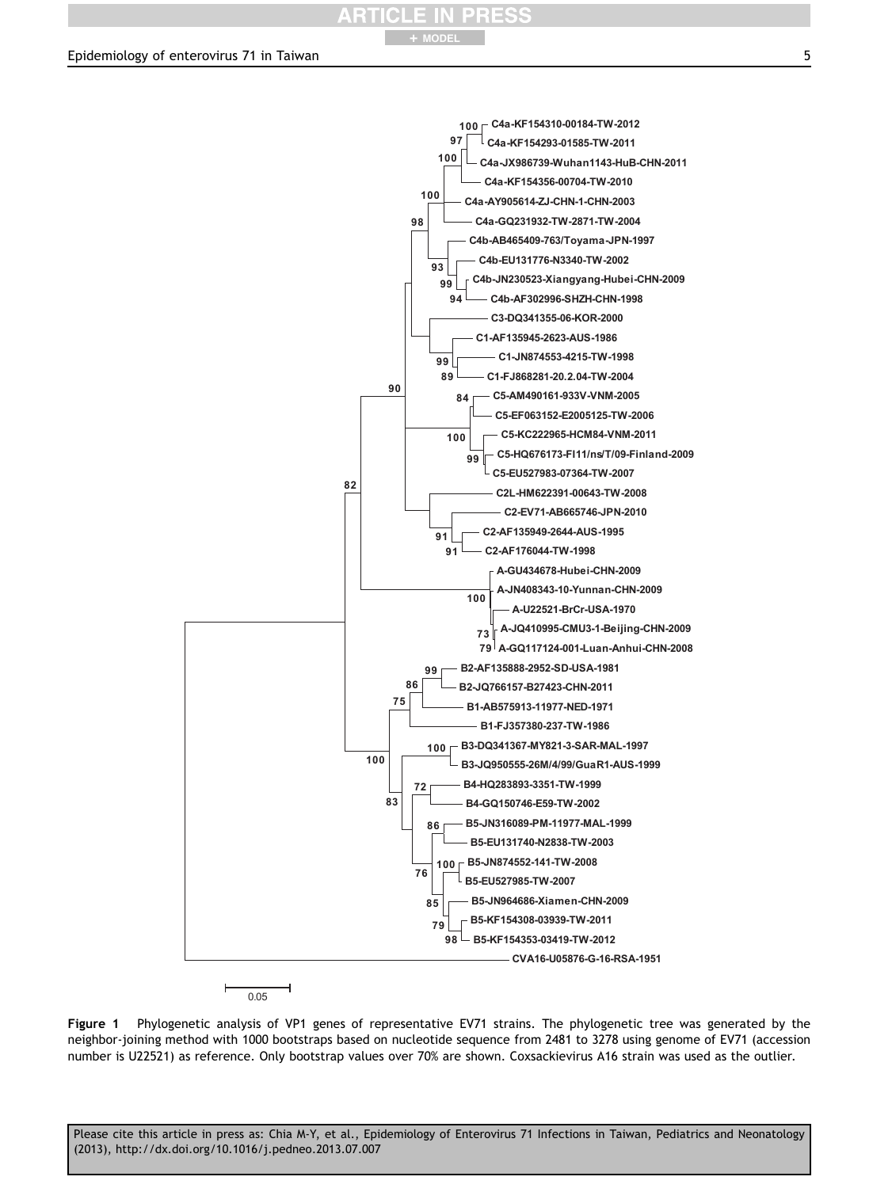**Figure 1** Phylogenetic analysis of VP1 genes of representative EV71 strains. The phylogenetic tree was generated by the neighbor-joining method with 1000 bootstraps based on nucleotide sequence from 2481 to 3278 using genome of EV71 (accession number is U22521) as reference. Only bootstrap values over 70% are shown. Coxsackievirus A16 strain was used as the outlier.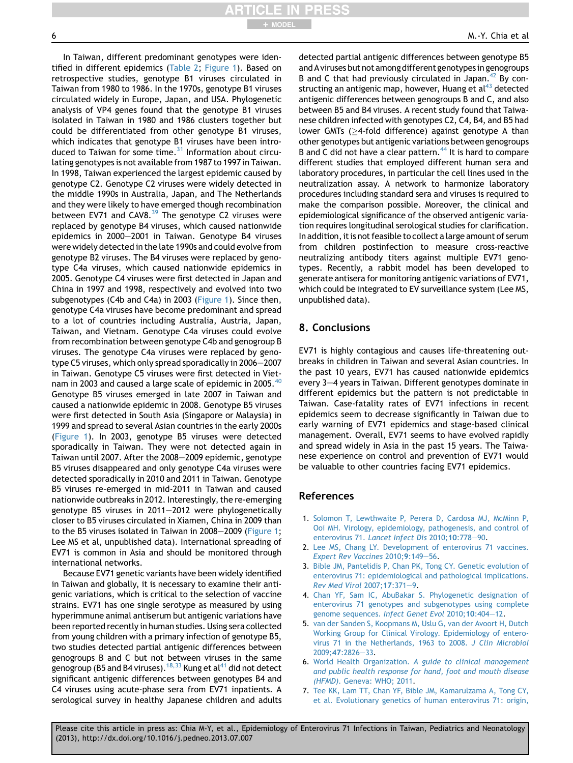In Taiwan, different predominant genotypes were identified in different epidemics (Table 2; Figure 1). Based on retrospective studies, genotype B1 viruses circulated in Taiwan from 1980 to 1986. In the 1970s, genotype B1 viruses circulated widely in Europe, Japan, and USA. Phylogenetic analysis of VP4 genes found that the genotype B1 viruses isolated in Taiwan in 1980 and 1986 clusters together but could be differentiated from other genotype B1 viruses, which indicates that genotype B1 viruses have been introduced to Taiwan for some time.[31] Information about circulating genotypes is not available from 1987 to 1997 in Taiwan. In 1998, Taiwan experienced the largest epidemic caused by genotype C2. Genotype C2 viruses were widely detected in the middle 1990s in Australia, Japan, and The Netherlands and they were likely to have emerged though recombination between EV71 and CAV8.[39] The genotype C2 viruses were replaced by genotype B4 viruses, which caused nationwide epidemics in 2000–2001 in Taiwan. Genotype B4 viruses were widely detected in the late 1990s and could evolve from genotype B2 viruses. The B4 were replaced by genotype C4a viruses, which caused nationwide epidemics in 2005. Genotype C4 viruses were first detected in Japan and China in 1997 and 1998, respectively and evolved into two subgenotypes (C4b and C4a) in 2003 (Figure 1). Since then, genotype C4a viruses have become predominant and spread to a lot of countries including Australia, Austria, Japan, Taiwan, and Vietnam. Genotype C4a viruses could evolve from recombination between genotype C4b and genogroup B viruses. The genotype C4a viruses were replaced by genotype C5 viruses, which only spread sporadically in 2006–2007 in Taiwan. Genotype C5 viruses were first detected in Vietnam in 2003 and caused a large scale of epidemic in 2005.[40] Genotype B5 viruses emerged in late 2007 in Taiwan and caused a nationwide epidemic in 2008. Genotype B5 viruses were first detected in South Asia (Singapore or Malaysia) in 1999 and spread to several Asian countries in the early 2000s (Figure 1). In 2003, genotype B5 viruses were detected sporadically in Taiwan. They were not detected again in Taiwan until 2007. After the 2008–2009 epidemic, genotype B5 viruses disappeared and only genotype C4a viruses were detected sporadically in 2010 and 2011 in Taiwan. Genotype B5 viruses re-emerged in mid-2011 in Taiwan and caused nationwide outbreaks in 2012. Interestingly, the re-emerging genotype B5 viruses in 2011–2012 were phylogenetically closer to B5 viruses circulated in Xiamen, China in 2009 than to the B5 viruses isolated in Taiwan in 2008–2009 (Figure 1; Lee MS et al, unpublished data). International spreading of EV71 is common in Asia and should be monitored through international networks.

Because EV71 genetic variants have been widely identified in Taiwan and globally, it is necessary to examine their antigenic variations, which is critical to the selection of vaccine strains. EV71 has one single serotype as measured by using hyperimmune animal antiserum but antigenic variations have been reported recently in human studies. Using sera collected from young children with a primary infection of genotype B5, two studies detected partial antigenic differences between genogroups B and C but not between viruses in the same genogroup (B5 and B4 viruses).[18,33] Kung et al[41] did not detect significant antigenic differences between genotypes B4 and C4 viruses using acute-phase sera from EV71 inpatients. A serological survey in healthy Japanese children and adults detected partial antigenic differences between genotype B5 and A viruses but not among different genotypes in genogroups B and C that had previously circulated in Japan.[42] By constructing an antigenic map, however, Huang et al[43] detected antigenic differences between genogroups B and C, and also between B5 and B4 viruses. A recent study found that Taiwanese children infected with genotypes C2, C4, B4, and B5 had lower GMTs (≥4-fold difference) against genotype A than other genotypes but antigenic variations between genogroups B and C did not have a clear pattern.[44] It is hard to compare different studies that employed different human sera and laboratory procedures, in particular the cell lines used in the neutralization assay. A network to harmonize laboratory procedures including standard sera and viruses is required to make the comparison possible. Moreover, the clinical and epidemiological significance of the observed antigenic variation requires longitudinal serological studies for clarification. In addition, it is not feasible to collect a large amount of serum from children postinfection to measure cross-reactive neutralizing antibody titers against multiple EV71 genotypes. Recently, a rabbit model has been developed to generate antisera for monitoring antigenic variations of EV71, which could be integrated to EV surveillance system (Lee MS, unpublished data).

## 8. Conclusions

EV71 is highly contagious and causes life-threatening outbreaks in children in Taiwan and several Asian countries. In the past 10 years, EV71 has caused nationwide epidemics every 3–4 years in Taiwan. Different genotypes dominate in different epidemics but the pattern is not predictable in Taiwan. Case-fatality rates of EV71 infections in recent epidemics seem to decrease significantly in Taiwan due to early warning of EV71 epidemics and stage-based clinical management. Overall, EV71 seems to have evolved rapidly and spread widely in Asia in the past 15 years. The Taiwanese experience on control and prevention of EV71 would be valuable to other countries facing EV71 epidemics.

## References

1. Solomon T, Lewthwaite P, Perera D, Cardosa MJ, McMinn P, Ooi MH. Virology, epidemiology, pathogenesis, and control of enterovirus 71. *Lancet Infect Dis* 2010;**10**:778–90.
2. Lee MS, Chang LY. Development of enterovirus 71 vaccines. *Expert Rev Vaccines* 2010;**9**:149–56.
3. Bible JM, Pantelidis P, Chan PK, Tong CY. Genetic evolution of enterovirus 71: epidemiological and pathological implications. *Rev Med Virol* 2007;**17**:371–9.
4. Chan YF, Sam IC, AbuBakar S. Phylogenetic designation of enterovirus 71 genotypes and subgenotypes using complete genome sequences. *Infect Genet Evol* 2010;**10**:404–12.
5. van der Sanden S, Koopmans M, Uslu G, van der Avoort H, Dutch Working Group for Clinical Virology. Epidemiology of enterovirus 71 in the Netherlands, 1963 to 2008. *J Clin Microbiol* 2009;**47**:2826–33.
6. World Health Organization. *A guide to clinical management and public health response for hand, foot and mouth disease (HFMD)*. Geneva: WHO; 2011.
7. Tee KK, Lam TT, Chan YF, Bible JM, Kamarulzaman A, Tong CY, et al. Evolutionary genetics of human enterovirus 71: origin,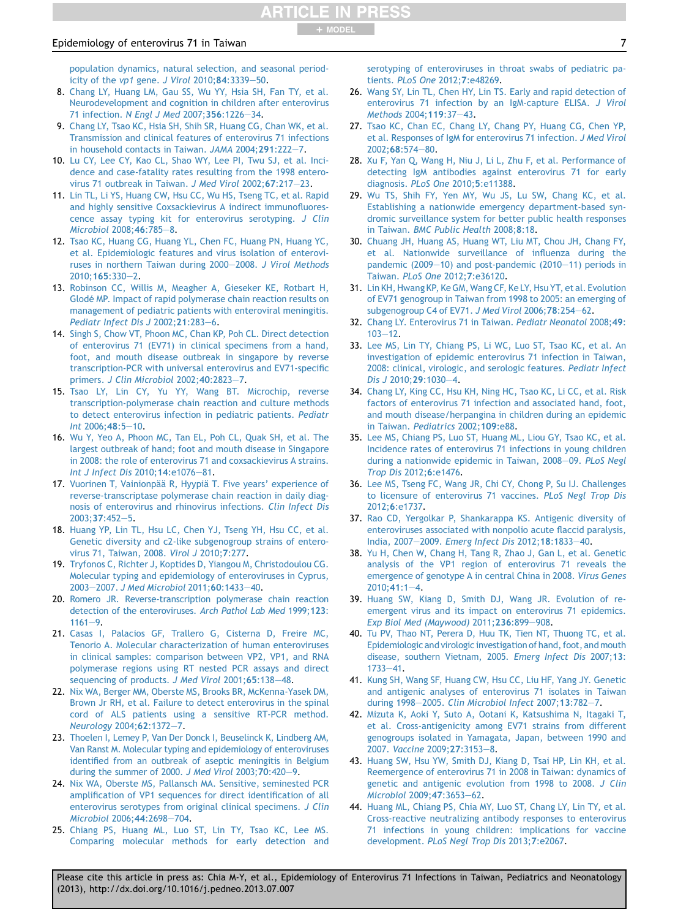population dynamics, natural selection, and seasonal periodicity of the *vp1* gene. *J Virol* 2010;**84**:3339–50.

8. Chang LY, Huang LM, Gau SS, Wu YY, Hsia SH, Fan TY, et al. Neurodevelopment and cognition in children after enterovirus 71 infection. *N Engl J Med* 2007;**356**:1226–34.
9. Chang LY, Tsao KC, Hsia SH, Shih SR, Huang CG, Chan WK, et al. Transmission and clinical features of enterovirus 71 infections in household contacts in Taiwan. *JAMA* 2004;**291**:222–7.
10. Lu CY, Lee CY, Kao CL, Shao WY, Lee PI, Twu SJ, et al. Incidence and case-fatality rates resulting from the 1998 enterovirus 71 outbreak in Taiwan. *J Med Virol* 2002;**67**:217–23.
11. Lin TL, Li YS, Huang CW, Hsu CC, Wu HS, Tseng TC, et al. Rapid and highly sensitive Coxsackievirus A indirect immunofluorescence assay typing kit for enterovirus serotyping. *J Clin Microbiol* 2008;**46**:785–8.
12. Tsao KC, Huang CG, Huang YL, Chen FC, Huang PN, Huang YC, et al. Epidemiologic features and virus isolation of enteroviruses in northern Taiwan during 2000–2008. *J Virol Methods* 2010;**165**:330–2.
13. Robinson CC, Willis M, Meagher A, Gieseker KE, Rotbart H, Glodé MP. Impact of rapid polymerase chain reaction results on management of pediatric patients with enteroviral meningitis. *Pediatr Infect Dis J* 2002;**21**:283–6.
14. Singh S, Chow VT, Phoon MC, Chan KP, Poh CL. Direct detection of enterovirus 71 (EV71) in clinical specimens from a hand, foot, and mouth disease outbreak in singapore by reverse transcription-PCR with universal enterovirus and EV71-specific primers. *J Clin Microbiol* 2002;**40**:2823–7.
15. Tsao LY, Lin CY, Yu YY, Wang BT. Microchip, reverse transcription-polymerase chain reaction and culture methods to detect enterovirus infection in pediatric patients. *Pediatr Int* 2006;**48**:5–10.
16. Wu Y, Yeo A, Phoon MC, Tan EL, Poh CL, Quak SH, et al. The largest outbreak of hand; foot and mouth disease in Singapore in 2008: the role of enterovirus 71 and coxsackievirus A strains. *Int J Infect Dis* 2010;**14**:e1076–81.
17. Vuorinen T, Vainionpää R, Hyypiä T. Five years' experience of reverse-transcriptase polymerase chain reaction in daily diagnosis of enterovirus and rhinovirus infections. *Clin Infect Dis* 2003;**37**:452–5.
18. Huang YP, Lin TL, Hsu LC, Chen YJ, Tseng YH, Hsu CC, et al. Genetic diversity and c2-like subgenogroup strains of enterovirus 71, Taiwan, 2008. *Virol J* 2010;**7**:277.
19. Tryfonos C, Richter J, Koptides D, Yiangou M, Christodoulou CG. Molecular typing and epidemiology of enteroviruses in Cyprus, 2003–2007. *J Med Microbiol* 2011;**60**:1433–40.
20. Romero JR. Reverse-transcription polymerase chain reaction detection of the enteroviruses. *Arch Pathol Lab Med* 1999;**123**:1161–9.
21. Casas I, Palacios GF, Trallero G, Cisterna D, Freire MC, Tenorio A. Molecular characterization of human enteroviruses in clinical samples: comparison between VP2, VP1, and RNA polymerase regions using RT nested PCR assays and direct sequencing of products. *J Med Virol* 2001;**65**:138–48.
22. Nix WA, Berger MM, Oberste MS, Brooks BR, McKenna-Yasek DM, Brown Jr RH, et al. Failure to detect enterovirus in the spinal cord of ALS patients using a sensitive RT-PCR method. *Neurology* 2004;**62**:1372–7.
23. Thoelen I, Lemey P, Van Der Donck I, Beuselinck K, Lindberg AM, Van Ranst M. Molecular typing and epidemiology of enteroviruses identified from an outbreak of aseptic meningitis in Belgium during the summer of 2000. *J Med Virol* 2003;**70**:420–9.
24. Nix WA, Oberste MS, Pallansch MA. Sensitive, seminested PCR amplification of VP1 sequences for direct identification of all enterovirus serotypes from original clinical specimens. *J Clin Microbiol* 2006;**44**:2698–704.
25. Chiang PS, Huang ML, Luo ST, Lin TY, Tsao KC, Lee MS. Comparing molecular methods for early detection and serotyping of enteroviruses in throat swabs of pediatric patients. *PLoS One* 2012;**7**:e48269.
26. Wang SY, Lin TL, Chen HY, Lin TS. Early and rapid detection of enterovirus 71 infection by an IgM-capture ELISA. *J Virol Methods* 2004;**119**:37–43.
27. Tsao KC, Chan EC, Chang LY, Chang PY, Huang CG, Chen YP, et al. Responses of IgM for enterovirus 71 infection. *J Med Virol* 2002;**68**:574–80.
28. Xu F, Yan Q, Wang H, Niu J, Li L, Zhu F, et al. Performance of detecting IgM antibodies against enterovirus 71 for early diagnosis. *PLoS One* 2010;**5**:e11388.
29. Wu TS, Shih FY, Yen MY, Wu JS, Lu SW, Chang KC, et al. Establishing a nationwide emergency department-based syndromic surveillance system for better public health responses in Taiwan. *BMC Public Health* 2008;**8**:18.
30. Chuang JH, Huang AS, Huang WT, Liu MT, Chou JH, Chang FY, et al. Nationwide surveillance of influenza during the pandemic (2009–10) and post-pandemic (2010–11) periods in Taiwan. *PLoS One* 2012;**7**:e36120.
31. Lin KH, Hwang KP, Ke GM, Wang CF, Ke LY, Hsu YT, et al. Evolution of EV71 genogroup in Taiwan from 1998 to 2005: an emerging of subgenogroup C4 of EV71. *J Med Virol* 2006;**78**:254–62.
32. Chang LY. Enterovirus 71 in Taiwan. *Pediatr Neonatol* 2008;**49**:103–12.
33. Lee MS, Lin TY, Chiang PS, Li WC, Luo ST, Tsao KC, et al. An investigation of epidemic enterovirus 71 infection in Taiwan, 2008: clinical, virologic, and serologic features. *Pediatr Infect Dis J* 2010;**29**:1030–4.
34. Chang LY, King CC, Hsu KH, Ning HC, Tsao KC, Li CC, et al. Risk factors of enterovirus 71 infection and associated hand, foot, and mouth disease/herpangina in children during an epidemic in Taiwan. *Pediatrics* 2002;**109**:e88.
35. Lee MS, Chiang PS, Luo ST, Huang ML, Liou GY, Tsao KC, et al. Incidence rates of enterovirus 71 infections in young children during a nationwide epidemic in Taiwan, 2008–09. *PLoS Negl Trop Dis* 2012;**6**:e1476.
36. Lee MS, Tseng FC, Wang JR, Chi CY, Chong P, Su IJ. Challenges to licensure of enterovirus 71 vaccines. *PLoS Negl Trop Dis* 2012;**6**:e1737.
37. Rao CD, Yergolkar P, Shankarappa KS. Antigenic diversity of enteroviruses associated with nonpolio acute flaccid paralysis, India, 2007–2009. *Emerg Infect Dis* 2012;**18**:1833–40.
38. Yu H, Chen W, Chang H, Tang R, Zhao J, Gan L, et al. Genetic analysis of the VP1 region of enterovirus 71 reveals the emergence of genotype A in central China in 2008. *Virus Genes* 2010;**41**:1–4.
39. Huang SW, Kiang D, Smith DJ, Wang JR. Evolution of re-emergent virus and its impact on enterovirus 71 epidemics. *Exp Biol Med (Maywood)* 2011;**236**:899–908.
40. Tu PV, Thao NT, Perera D, Huu TK, Tien NT, Thuong TC, et al. Epidemiologic and virologic investigation of hand, foot, and mouth disease, southern Vietnam, 2005. *Emerg Infect Dis* 2007;**13**:1733–41.
41. Kung SH, Wang SF, Huang CW, Hsu CC, Liu HF, Yang JY. Genetic and antigenic analyses of enterovirus 71 isolates in Taiwan during 1998–2005. *Clin Microbiol Infect* 2007;**13**:782–7.
42. Mizuta K, Aoki Y, Suto A, Ootani K, Katsushima N, Itagaki T, et al. Cross-antigenicity among EV71 strains from different genogroups isolated in Yamagata, Japan, between 1990 and 2007. *Vaccine* 2009;**27**:3153–8.
43. Huang SW, Hsu YW, Smith DJ, Kiang D, Tsai HP, Lin KH, et al. Reemergence of enterovirus 71 in 2008 in Taiwan: dynamics of genetic and antigenic evolution from 1998 to 2008. *J Clin Microbiol* 2009;**47**:3653–62.
44. Huang ML, Chiang PS, Chia MY, Luo ST, Chang LY, Lin TY, et al. Cross-reactive neutralizing antibody responses to enterovirus 71 infections in young children: implications for vaccine development. *PLoS Negl Trop Dis* 2013;**7**:e2067.

Please cite this article in press as: Chia M-Y, et al., Epidemiology of Enterovirus 71 Infections in Taiwan, Pediatrics and Neonatology (2013), http://dx.doi.org/10.1016/j.pedneo.2013.07.007